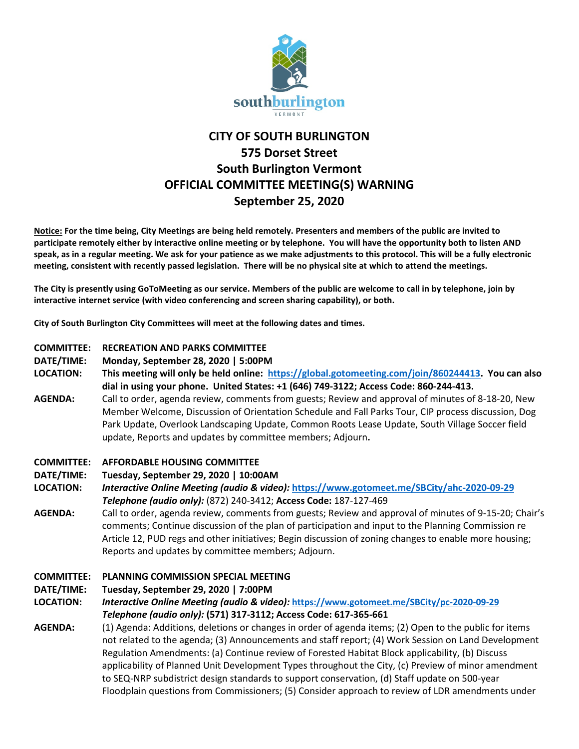# CITY OF SOUTH BURLINGTON
# 575 Dorset Street
# South Burlington Vermont
# OFFICIAL COMMITTEE MEETING(S) WARNING
# September 25, 2020

**Notice: For the time being, City Meetings are being held remotely. Presenters and members of the public are invited to participate remotely either by interactive online meeting or by telephone. You will have the opportunity both to listen AND speak, as in a regular meeting. We ask for your patience as we make adjustments to this protocol. This will be a fully electronic meeting, consistent with recently passed legislation. There will be no physical site at which to attend the meetings.**

**The City is presently using GoToMeeting as our service. Members of the public are welcome to call in by telephone, join by interactive internet service (with video conferencing and screen sharing capability), or both.**

**City of South Burlington City Committees will meet at the following dates and times.**

**COMMITTEE:** **RECREATION AND PARKS COMMITTEE**
**DATE/TIME:** **Monday, September 28, 2020 | 5:00PM**
**LOCATION:** **This meeting will only be held online: https://global.gotomeeting.com/join/860244413. You can also dial in using your phone. United States: +1 (646) 749-3122; Access Code: 860-244-413.**
**AGENDA:** Call to order, agenda review, comments from guests; Review and approval of minutes of 8-18-20, New Member Welcome, Discussion of Orientation Schedule and Fall Parks Tour, CIP process discussion, Dog Park Update, Overlook Landscaping Update, Common Roots Lease Update, South Village Soccer field update, Reports and updates by committee members; Adjourn**.**

**COMMITTEE:** **AFFORDABLE HOUSING COMMITTEE**
**DATE/TIME:** **Tuesday, September 29, 2020 | 10:00AM**
**LOCATION:** ***Interactive Online Meeting (audio & video):*** **https://www.gotomeet.me/SBCity/ahc-2020-09-29**
***Telephone (audio only):*** (872) 240-3412; **Access Code:** 187-127-469
**AGENDA:** Call to order, agenda review, comments from guests; Review and approval of minutes of 9-15-20; Chair's comments; Continue discussion of the plan of participation and input to the Planning Commission re Article 12, PUD regs and other initiatives; Begin discussion of zoning changes to enable more housing; Reports and updates by committee members; Adjourn.

**COMMITTEE:** **PLANNING COMMISSION SPECIAL MEETING**
**DATE/TIME:** **Tuesday, September 29, 2020 | 7:00PM**
**LOCATION:** ***Interactive Online Meeting (audio & video):*** **https://www.gotomeet.me/SBCity/pc-2020-09-29**
***Telephone (audio only):*** **(571) 317-3112; Access Code: 617-365-661**
**AGENDA:** (1) Agenda: Additions, deletions or changes in order of agenda items; (2) Open to the public for items not related to the agenda; (3) Announcements and staff report; (4) Work Session on Land Development Regulation Amendments: (a) Continue review of Forested Habitat Block applicability, (b) Discuss applicability of Planned Unit Development Types throughout the City, (c) Preview of minor amendment to SEQ-NRP subdistrict design standards to support conservation, (d) Staff update on 500-year Floodplain questions from Commissioners; (5) Consider approach to review of LDR amendments under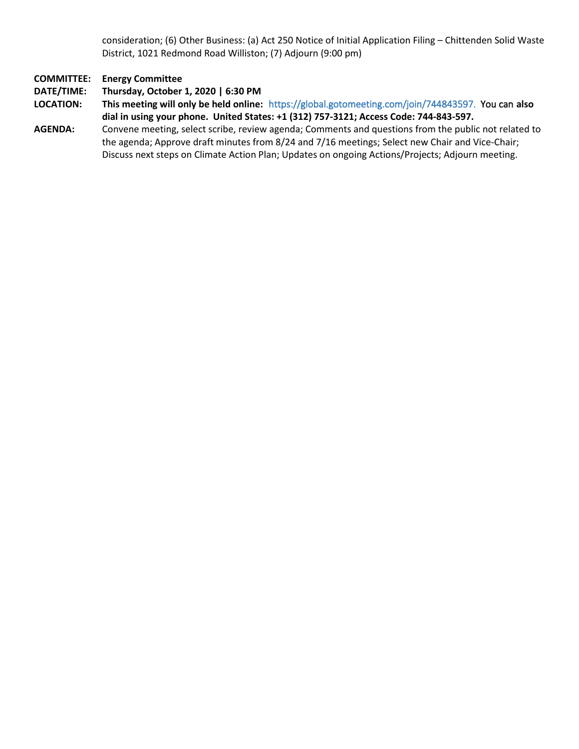consideration; (6) Other Business: (a) Act 250 Notice of Initial Application Filing – Chittenden Solid Waste District, 1021 Redmond Road Williston; (7) Adjourn (9:00 pm)

**COMMITTEE:** **Energy Committee**

**DATE/TIME:** **Thursday, October 1, 2020 | 6:30 PM**

**LOCATION:** **This meeting will only be held online:** https://global.gotomeeting.com/join/744843597. You can **also dial in using your phone. United States: +1 (312) 757-3121; Access Code: 744-843-597.**

**AGENDA:** Convene meeting, select scribe, review agenda; Comments and questions from the public not related to the agenda; Approve draft minutes from 8/24 and 7/16 meetings; Select new Chair and Vice-Chair; Discuss next steps on Climate Action Plan; Updates on ongoing Actions/Projects; Adjourn meeting.